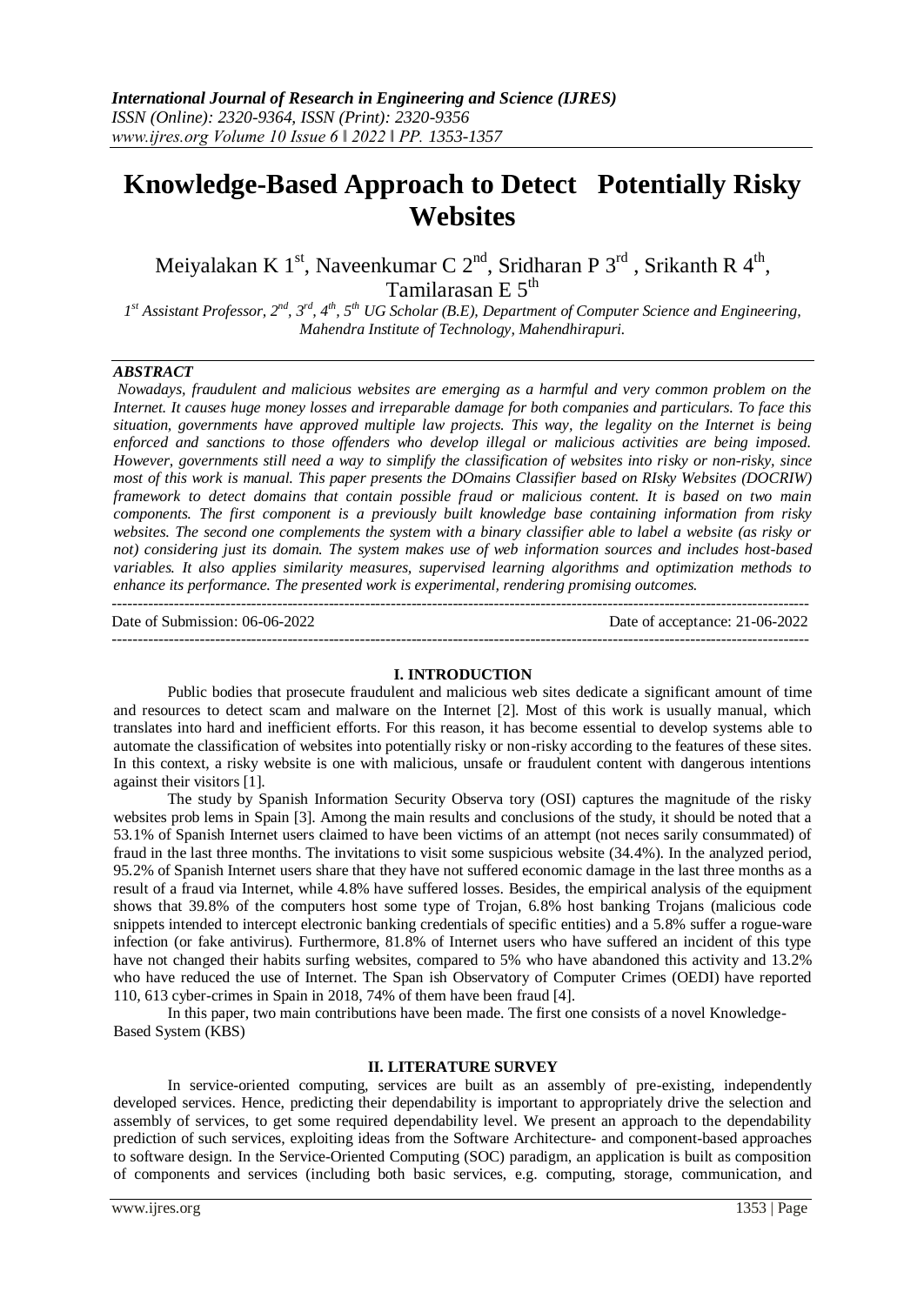# Knowledge-Based Approach to Detect Potentially Risky Websites

Meiyalakan K 1[st], Naveenkumar C 2[nd], Sridharan P 3[rd], Srikanth R 4[th], Tamilarasan E 5[th]

*1[st] Assistant Professor, 2[nd], 3[rd], 4[th], 5[th] UG Scholar (B.E), Department of Computer Science and Engineering, Mahendra Institute of Technology, Mahendhirapuri.*

## *ABSTRACT*

*Nowadays, fraudulent and malicious websites are emerging as a harmful and very common problem on the Internet. It causes huge money losses and irreparable damage for both companies and particulars. To face this situation, governments have approved multiple law projects. This way, the legality on the Internet is being enforced and sanctions to those offenders who develop illegal or malicious activities are being imposed. However, governments still need a way to simplify the classification of websites into risky or non-risky, since most of this work is manual. This paper presents the DOmains Classifier based on RIsky Websites (DOCRIW) framework to detect domains that contain possible fraud or malicious content. It is based on two main components. The first component is a previously built knowledge base containing information from risky websites. The second one complements the system with a binary classifier able to label a website (as risky or not) considering just its domain. The system makes use of web information sources and includes host-based variables. It also applies similarity measures, supervised learning algorithms and optimization methods to enhance its performance. The presented work is experimental, rendering promising outcomes.*

---

Date of Submission: 06-06-2022 Date of acceptance: 21-06-2022

---

## I. INTRODUCTION

Public bodies that prosecute fraudulent and malicious web sites dedicate a significant amount of time and resources to detect scam and malware on the Internet [2]. Most of this work is usually manual, which translates into hard and inefficient efforts. For this reason, it has become essential to develop systems able to automate the classification of websites into potentially risky or non-risky according to the features of these sites. In this context, a risky website is one with malicious, unsafe or fraudulent content with dangerous intentions against their visitors [1].

The study by Spanish Information Security Observa tory (OSI) captures the magnitude of the risky websites prob lems in Spain [3]. Among the main results and conclusions of the study, it should be noted that a 53.1% of Spanish Internet users claimed to have been victims of an attempt (not neces sarily consummated) of fraud in the last three months. The invitations to visit some suspicious website (34.4%). In the analyzed period, 95.2% of Spanish Internet users share that they have not suffered economic damage in the last three months as a result of a fraud via Internet, while 4.8% have suffered losses. Besides, the empirical analysis of the equipment shows that 39.8% of the computers host some type of Trojan, 6.8% host banking Trojans (malicious code snippets intended to intercept electronic banking credentials of specific entities) and a 5.8% suffer a rogue-ware infection (or fake antivirus). Furthermore, 81.8% of Internet users who have suffered an incident of this type have not changed their habits surfing websites, compared to 5% who have abandoned this activity and 13.2% who have reduced the use of Internet. The Span ish Observatory of Computer Crimes (OEDI) have reported 110, 613 cyber-crimes in Spain in 2018, 74% of them have been fraud [4].

In this paper, two main contributions have been made. The first one consists of a novel Knowledge-Based System (KBS)

## II. LITERATURE SURVEY

In service-oriented computing, services are built as an assembly of pre-existing, independently developed services. Hence, predicting their dependability is important to appropriately drive the selection and assembly of services, to get some required dependability level. We present an approach to the dependability prediction of such services, exploiting ideas from the Software Architecture- and component-based approaches to software design. In the Service-Oriented Computing (SOC) paradigm, an application is built as composition of components and services (including both basic services, e.g. computing, storage, communication, and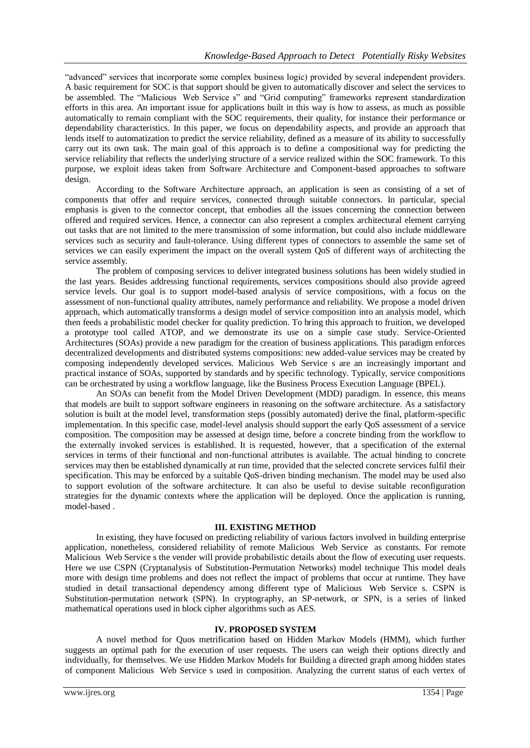"advanced" services that incorporate some complex business logic) provided by several independent providers. A basic requirement for SOC is that support should be given to automatically discover and select the services to be assembled. The "Malicious Web Service s" and "Grid computing" frameworks represent standardization efforts in this area. An important issue for applications built in this way is how to assess, as much as possible automatically to remain compliant with the SOC requirements, their quality, for instance their performance or dependability characteristics. In this paper, we focus on dependability aspects, and provide an approach that lends itself to automatization to predict the service reliability, defined as a measure of its ability to successfully carry out its own task. The main goal of this approach is to define a compositional way for predicting the service reliability that reflects the underlying structure of a service realized within the SOC framework. To this purpose, we exploit ideas taken from Software Architecture and Component-based approaches to software design.

According to the Software Architecture approach, an application is seen as consisting of a set of components that offer and require services, connected through suitable connectors. In particular, special emphasis is given to the connector concept, that embodies all the issues concerning the connection between offered and required services. Hence, a connector can also represent a complex architectural element carrying out tasks that are not limited to the mere transmission of some information, but could also include middleware services such as security and fault-tolerance. Using different types of connectors to assemble the same set of services we can easily experiment the impact on the overall system QoS of different ways of architecting the service assembly.

The problem of composing services to deliver integrated business solutions has been widely studied in the last years. Besides addressing functional requirements, services compositions should also provide agreed service levels. Our goal is to support model-based analysis of service compositions, with a focus on the assessment of non-functional quality attributes, namely performance and reliability. We propose a model driven approach, which automatically transforms a design model of service composition into an analysis model, which then feeds a probabilistic model checker for quality prediction. To bring this approach to fruition, we developed a prototype tool called ATOP, and we demonstrate its use on a simple case study. Service-Oriented Architectures (SOAs) provide a new paradigm for the creation of business applications. This paradigm enforces decentralized developments and distributed systems compositions: new added-value services may be created by composing independently developed services. Malicious Web Service s are an increasingly important and practical instance of SOAs, supported by standards and by specific technology. Typically, service compositions can be orchestrated by using a workflow language, like the Business Process Execution Language (BPEL).

An SOAs can benefit from the Model Driven Development (MDD) paradigm. In essence, this means that models are built to support software engineers in reasoning on the software architecture. As a satisfactory solution is built at the model level, transformation steps (possibly automated) derive the final, platform-specific implementation. In this specific case, model-level analysis should support the early QoS assessment of a service composition. The composition may be assessed at design time, before a concrete binding from the workflow to the externally invoked services is established. It is requested, however, that a specification of the external services in terms of their functional and non-functional attributes is available. The actual binding to concrete services may then be established dynamically at run time, provided that the selected concrete services fulfil their specification. This may be enforced by a suitable QoS-driven binding mechanism. The model may be used also to support evolution of the software architecture. It can also be useful to devise suitable reconfiguration strategies for the dynamic contexts where the application will be deployed. Once the application is running, model-based .

## III. EXISTING METHOD

In existing, they have focused on predicting reliability of various factors involved in building enterprise application, nonetheless, considered reliability of remote Malicious Web Service as constants. For remote Malicious Web Service s the vender will provide probabilistic details about the flow of executing user requests. Here we use CSPN (Cryptanalysis of Substitution-Permutation Networks) model technique This model deals more with design time problems and does not reflect the impact of problems that occur at runtime. They have studied in detail transactional dependency among different type of Malicious Web Service s. CSPN is Substitution-permutation network (SPN). In cryptography, an SP-network, or SPN, is a series of linked mathematical operations used in block cipher algorithms such as AES.

## IV. PROPOSED SYSTEM

A novel method for Quos metrification based on Hidden Markov Models (HMM), which further suggests an optimal path for the execution of user requests. The users can weigh their options directly and individually, for themselves. We use Hidden Markov Models for Building a directed graph among hidden states of component Malicious Web Service s used in composition. Analyzing the current status of each vertex of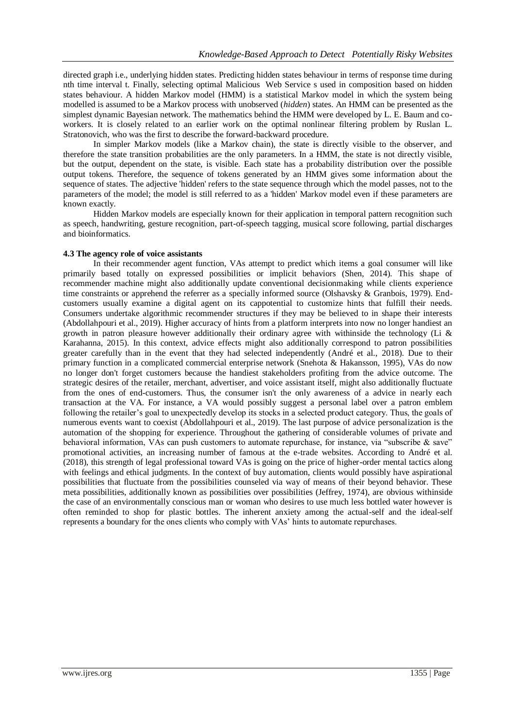directed graph i.e., underlying hidden states. Predicting hidden states behaviour in terms of response time during nth time interval t. Finally, selecting optimal Malicious Web Service s used in composition based on hidden states behaviour. A hidden Markov model (HMM) is a statistical Markov model in which the system being modelled is assumed to be a Markov process with unobserved (*hidden*) states. An HMM can be presented as the simplest dynamic Bayesian network. The mathematics behind the HMM were developed by L. E. Baum and co-workers. It is closely related to an earlier work on the optimal nonlinear filtering problem by Ruslan L. Stratonovich, who was the first to describe the forward-backward procedure.

In simpler Markov models (like a Markov chain), the state is directly visible to the observer, and therefore the state transition probabilities are the only parameters. In a HMM, the state is not directly visible, but the output, dependent on the state, is visible. Each state has a probability distribution over the possible output tokens. Therefore, the sequence of tokens generated by an HMM gives some information about the sequence of states. The adjective 'hidden' refers to the state sequence through which the model passes, not to the parameters of the model; the model is still referred to as a 'hidden' Markov model even if these parameters are known exactly.

Hidden Markov models are especially known for their application in temporal pattern recognition such as speech, handwriting, gesture recognition, part-of-speech tagging, musical score following, partial discharges and bioinformatics.

### 4.3 The agency role of voice assistants

In their recommender agent function, VAs attempt to predict which items a goal consumer will like primarily based totally on expressed possibilities or implicit behaviors (Shen, 2014). This shape of recommender machine might also additionally update conventional decisionmaking while clients experience time constraints or apprehend the referrer as a specially informed source (Olshavsky & Granbois, 1979). End-customers usually examine a digital agent on its cappotential to customize hints that fulfill their needs. Consumers undertake algorithmic recommender structures if they may be believed to in shape their interests (Abdollahpouri et al., 2019). Higher accuracy of hints from a platform interprets into now no longer handiest an growth in patron pleasure however additionally their ordinary agree with withinside the technology (Li & Karahanna, 2015). In this context, advice effects might also additionally correspond to patron possibilities greater carefully than in the event that they had selected independently (André et al., 2018). Due to their primary function in a complicated commercial enterprise network (Snehota & Hakansson, 1995), VAs do now no longer don't forget customers because the handiest stakeholders profiting from the advice outcome. The strategic desires of the retailer, merchant, advertiser, and voice assistant itself, might also additionally fluctuate from the ones of end-customers. Thus, the consumer isn't the only awareness of a advice in nearly each transaction at the VA. For instance, a VA would possibly suggest a personal label over a patron emblem following the retailer's goal to unexpectedly develop its stocks in a selected product category. Thus, the goals of numerous events want to coexist (Abdollahpouri et al., 2019). The last purpose of advice personalization is the automation of the shopping for experience. Throughout the gathering of considerable volumes of private and behavioral information, VAs can push customers to automate repurchase, for instance, via "subscribe & save" promotional activities, an increasing number of famous at the e-trade websites. According to André et al. (2018), this strength of legal professional toward VAs is going on the price of higher-order mental tactics along with feelings and ethical judgments. In the context of buy automation, clients would possibly have aspirational possibilities that fluctuate from the possibilities counseled via way of means of their beyond behavior. These meta possibilities, additionally known as possibilities over possibilities (Jeffrey, 1974), are obvious withinside the case of an environmentally conscious man or woman who desires to use much less bottled water however is often reminded to shop for plastic bottles. The inherent anxiety among the actual-self and the ideal-self represents a boundary for the ones clients who comply with VAs' hints to automate repurchases.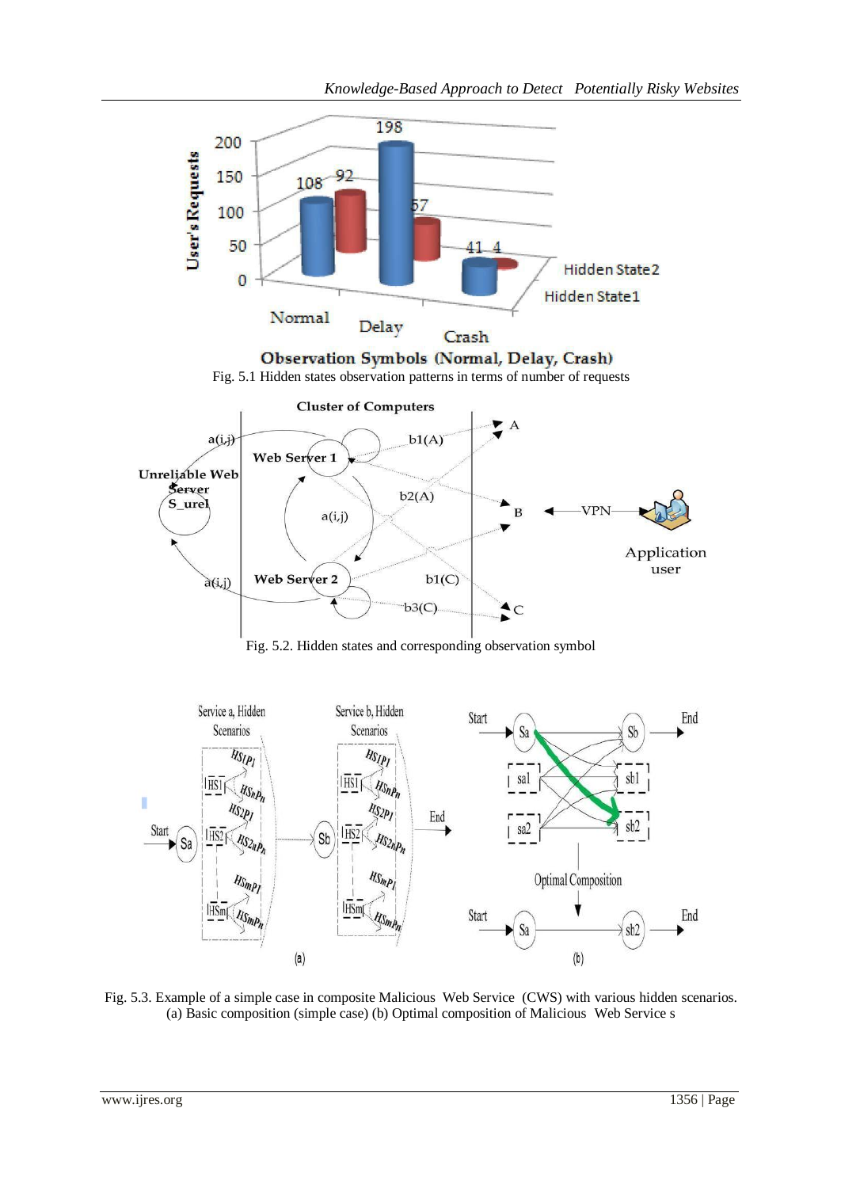Fig. 5.1 Hidden states observation patterns in terms of number of requests

Fig. 5.2. Hidden states and corresponding observation symbol

Fig. 5.3. Example of a simple case in composite Malicious Web Service (CWS) with various hidden scenarios. (a) Basic composition (simple case) (b) Optimal composition of Malicious Web Service s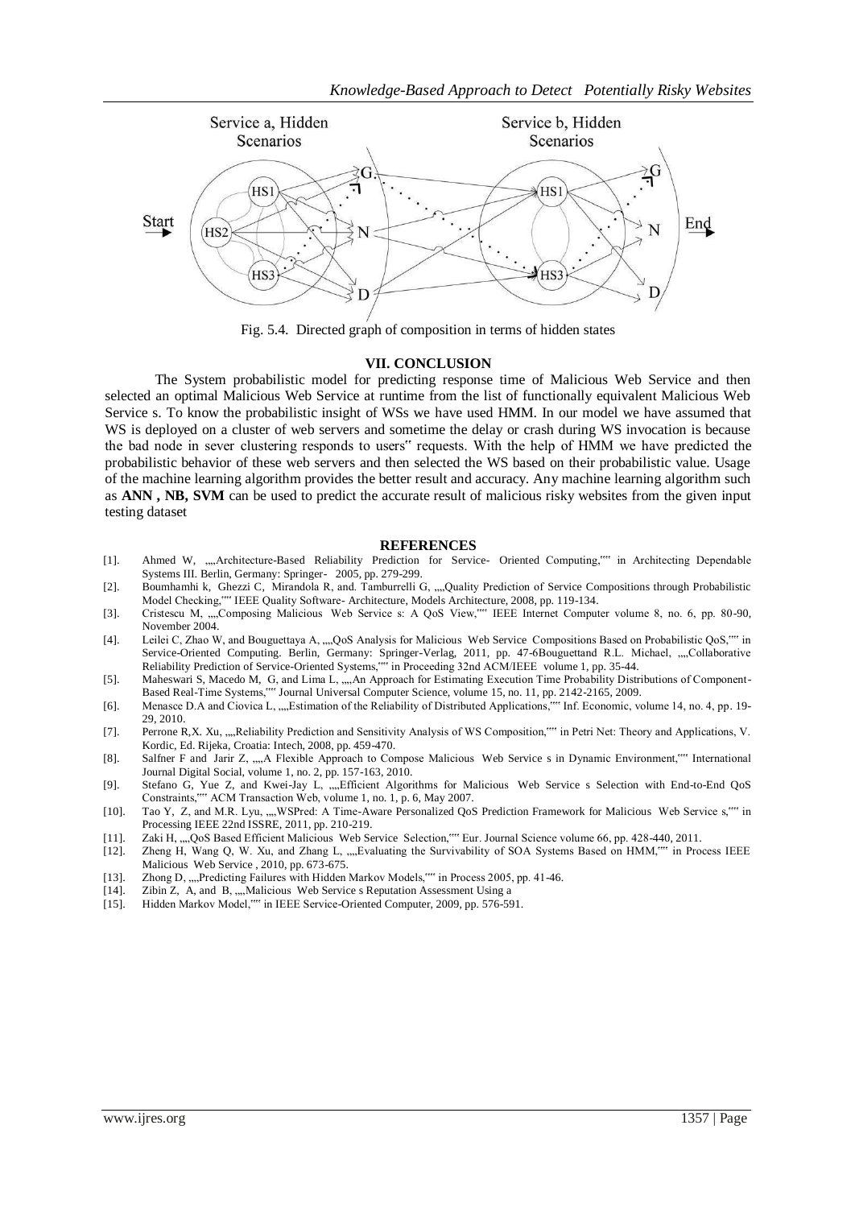Service a, Hidden Scenarios

Service b, Hidden Scenarios

Start

HS1

HS2

HS3

G

N

D

HS1

HS3

G

N

D

End

Fig. 5.4. Directed graph of composition in terms of hidden states

## VII. CONCLUSION

The System probabilistic model for predicting response time of Malicious Web Service and then selected an optimal Malicious Web Service at runtime from the list of functionally equivalent Malicious Web Service s. To know the probabilistic insight of WSs we have used HMM. In our model we have assumed that WS is deployed on a cluster of web servers and sometime the delay or crash during WS invocation is because the bad node in sever clustering responds to users" requests. With the help of HMM we have predicted the probabilistic behavior of these web servers and then selected the WS based on their probabilistic value. Usage of the machine learning algorithm provides the better result and accuracy. Any machine learning algorithm such as **ANN , NB, SVM** can be used to predict the accurate result of malicious risky websites from the given input testing dataset

## REFERENCES

[1]. Ahmed W, ,,,,Architecture-Based Reliability Prediction for Service- Oriented Computing,"" in Architecting Dependable Systems III. Berlin, Germany: Springer- 2005, pp. 279-299.

[2]. Boumhamhi k, Ghezzi C, Mirandola R, and. Tamburrelli G, ,,,,Quality Prediction of Service Compositions through Probabilistic Model Checking,"" IEEE Quality Software- Architecture, Models Architecture, 2008, pp. 119-134.

[3]. Cristescu M, ,,,,Composing Malicious Web Service s: A QoS View,"" IEEE Internet Computer volume 8, no. 6, pp. 80-90, November 2004.

[4]. Leilei C, Zhao W, and Bouguettaya A, ,,,,QoS Analysis for Malicious Web Service Compositions Based on Probabilistic QoS,"" in Service-Oriented Computing. Berlin, Germany: Springer-Verlag, 2011, pp. 47-6Bouguettand R.L. Michael, ,,,,Collaborative Reliability Prediction of Service-Oriented Systems,"" in Proceeding 32nd ACM/IEEE volume 1, pp. 35-44.

[5]. Maheswari S, Macedo M, G, and Lima L, ,,,,An Approach for Estimating Execution Time Probability Distributions of Component-Based Real-Time Systems,"" Journal Universal Computer Science, volume 15, no. 11, pp. 2142-2165, 2009.

[6]. Menasce D.A and Ciovica L, ,,,,Estimation of the Reliability of Distributed Applications,"" Inf. Economic, volume 14, no. 4, pp. 19-29, 2010.

[7]. Perrone R,X. Xu, ,,,,Reliability Prediction and Sensitivity Analysis of WS Composition,"" in Petri Net: Theory and Applications, V. Kordic, Ed. Rijeka, Croatia: Intech, 2008, pp. 459-470.

[8]. Salfner F and Jarir Z, ,,,,A Flexible Approach to Compose Malicious Web Service s in Dynamic Environment,"" International Journal Digital Social, volume 1, no. 2, pp. 157-163, 2010.

[9]. Stefano G, Yue Z, and Kwei-Jay L, ,,,,Efficient Algorithms for Malicious Web Service s Selection with End-to-End QoS Constraints,"" ACM Transaction Web, volume 1, no. 1, p. 6, May 2007.

[10]. Tao Y, Z, and M.R. Lyu, ,,,,WSPred: A Time-Aware Personalized QoS Prediction Framework for Malicious Web Service s,"" in Processing IEEE 22nd ISSRE, 2011, pp. 210-219.

[11]. Zaki H, ,,,,QoS Based Efficient Malicious Web Service Selection,"" Eur. Journal Science volume 66, pp. 428-440, 2011.

[12]. Zheng H, Wang Q, W. Xu, and Zhang L, ,,,,Evaluating the Survivability of SOA Systems Based on HMM,"" in Process IEEE Malicious Web Service , 2010, pp. 673-675.

[13]. Zhong D, ,,,,Predicting Failures with Hidden Markov Models,"" in Process 2005, pp. 41-46.

[14]. Zibin Z, A, and B, ,,,,Malicious Web Service s Reputation Assessment Using a

[15]. Hidden Markov Model,"" in IEEE Service-Oriented Computer, 2009, pp. 576-591.